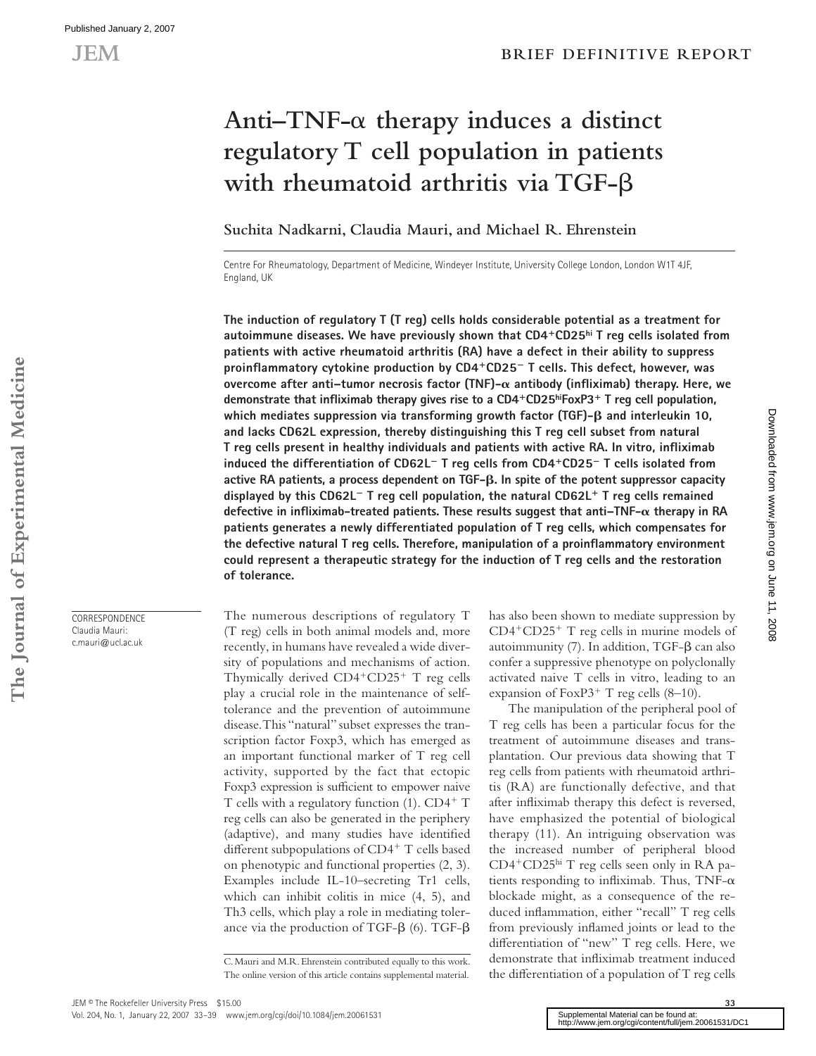# Anti–TNF-α therapy induces a distinct regulatory T cell population in patients with rheumatoid arthritis via TGF-β

Suchita Nadkarni, Claudia Mauri, and Michael R. Ehrenstein

Centre For Rheumatology, Department of Medicine, Windeyer Institute, University College London, London W1T 4JF, England, UK

**The induction of regulatory T (T reg) cells holds considerable potential as a treatment for autoimmune diseases. We have previously shown that CD4$^+$CD25$^{hi}$ T reg cells isolated from patients with active rheumatoid arthritis (RA) have a defect in their ability to suppress proinflammatory cytokine production by CD4$^+$CD25$^-$ T cells. This defect, however, was overcome after anti–tumor necrosis factor (TNF)-α antibody (infliximab) therapy. Here, we demonstrate that infliximab therapy gives rise to a CD4$^+$CD25$^{hi}$FoxP3$^+$ T reg cell population, which mediates suppression via transforming growth factor (TGF)-β and interleukin 10, and lacks CD62L expression, thereby distinguishing this T reg cell subset from natural T reg cells present in healthy individuals and patients with active RA. In vitro, infliximab induced the differentiation of CD62L$^-$ T reg cells from CD4$^+$CD25$^-$ T cells isolated from active RA patients, a process dependent on TGF-β. In spite of the potent suppressor capacity displayed by this CD62L$^-$ T reg cell population, the natural CD62L$^+$ T reg cells remained defective in infliximab-treated patients. These results suggest that anti–TNF-α therapy in RA patients generates a newly differentiated population of T reg cells, which compensates for the defective natural T reg cells. Therefore, manipulation of a proinflammatory environment could represent a therapeutic strategy for the induction of T reg cells and the restoration of tolerance.**

CORRESPONDENCE
Claudia Mauri:
c.mauri@ucl.ac.uk

The numerous descriptions of regulatory T (T reg) cells in both animal models and, more recently, in humans have revealed a wide diversity of populations and mechanisms of action. Thymically derived CD4$^+$CD25$^+$ T reg cells play a crucial role in the maintenance of self-tolerance and the prevention of autoimmune disease. This "natural" subset expresses the transcription factor Foxp3, which has emerged as an important functional marker of T reg cell activity, supported by the fact that ectopic Foxp3 expression is sufficient to empower naive T cells with a regulatory function (1). CD4$^+$ T reg cells can also be generated in the periphery (adaptive), and many studies have identified different subpopulations of CD4$^+$ T cells based on phenotypic and functional properties (2, 3). Examples include IL-10–secreting Tr1 cells, which can inhibit colitis in mice (4, 5), and Th3 cells, which play a role in mediating tolerance via the production of TGF-β (6). TGF-β has also been shown to mediate suppression by CD4$^+$CD25$^+$ T reg cells in murine models of autoimmunity (7). In addition, TGF-β can also confer a suppressive phenotype on polyclonally activated naive T cells in vitro, leading to an expansion of FoxP3$^+$ T reg cells (8–10).

The manipulation of the peripheral pool of T reg cells has been a particular focus for the treatment of autoimmune diseases and transplantation. Our previous data showing that T reg cells from patients with rheumatoid arthritis (RA) are functionally defective, and that after infliximab therapy this defect is reversed, have emphasized the potential of biological therapy (11). An intriguing observation was the increased number of peripheral blood CD4$^+$CD25$^{hi}$ T reg cells seen only in RA patients responding to infliximab. Thus, TNF-α blockade might, as a consequence of the reduced inflammation, either "recall" T reg cells from previously inflamed joints or lead to the differentiation of "new" T reg cells. Here, we demonstrate that infliximab treatment induced the differentiation of a population of T reg cells

C. Mauri and M.R. Ehrenstein contributed equally to this work.
The online version of this article contains supplemental material.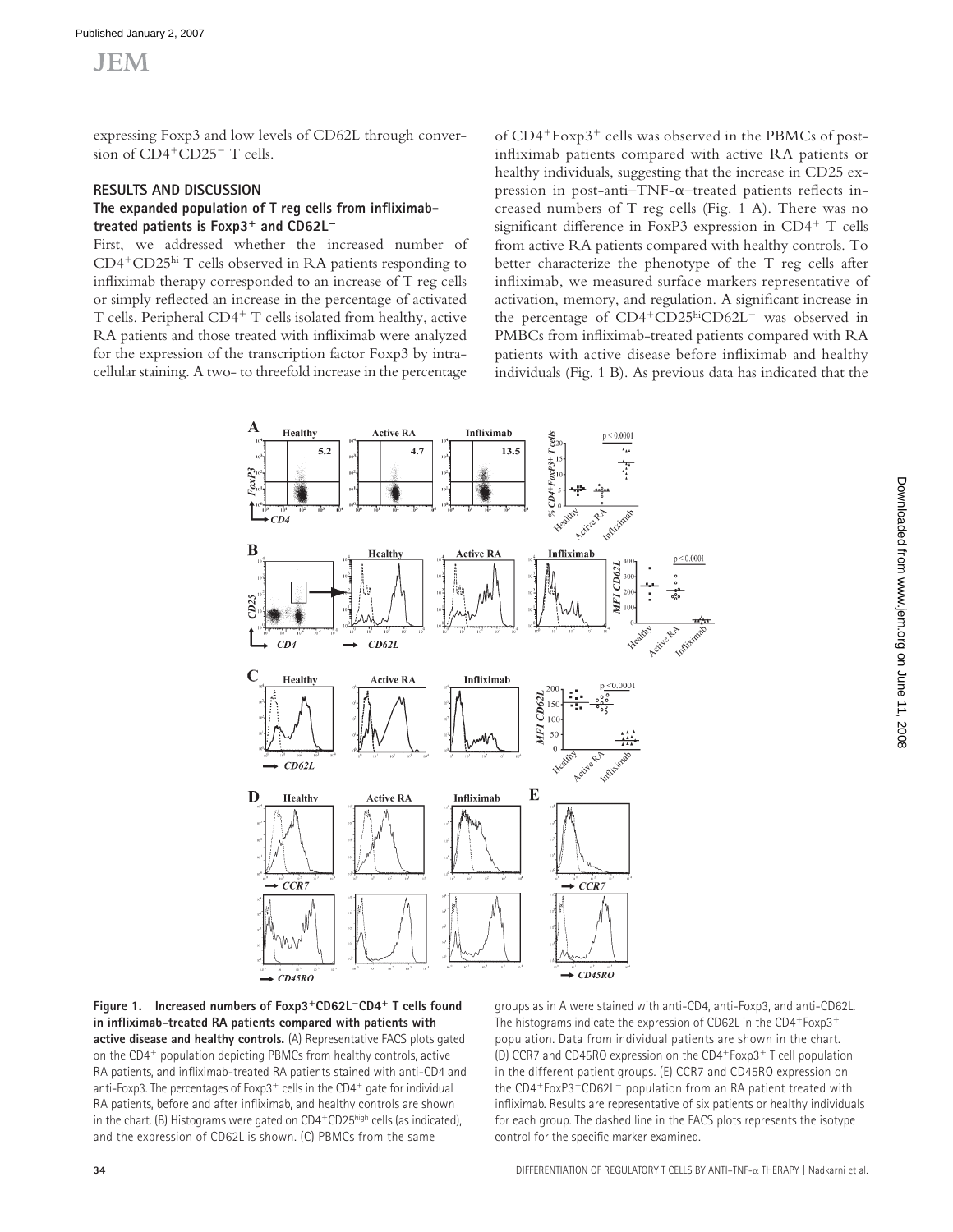expressing Foxp3 and low levels of CD62L through conversion of $CD4^+CD25^-$ T cells.

## RESULTS AND DISCUSSION

### The expanded population of T reg cells from infliximab-treated patients is $Foxp3^+$ and $CD62L^-$

First, we addressed whether the increased number of $CD4^+CD25^{hi}$ T cells observed in RA patients responding to infliximab therapy corresponded to an increase of T reg cells or simply reflected an increase in the percentage of activated T cells. Peripheral $CD4^+$ T cells isolated from healthy, active RA patients and those treated with infliximab were analyzed for the expression of the transcription factor Foxp3 by intracellular staining. A two- to threefold increase in the percentage of $CD4^+Foxp3^+$ cells was observed in the PBMCs of post-infliximab patients compared with active RA patients or healthy individuals, suggesting that the increase in CD25 expression in post-anti–TNF-α–treated patients reflects increased numbers of T reg cells (Fig. 1 A). There was no significant difference in FoxP3 expression in $CD4^+$ T cells from active RA patients compared with healthy controls. To better characterize the phenotype of the T reg cells after infliximab, we measured surface markers representative of activation, memory, and regulation. A significant increase in the percentage of $CD4^+CD25^{hi}CD62L^-$ was observed in PMBCs from infliximab-treated patients compared with RA patients with active disease before infliximab and healthy individuals (Fig. 1 B). As previous data has indicated that the

**Figure 1. Increased numbers of $Foxp3^+CD62L^-CD4^+$ T cells found in infliximab-treated RA patients compared with patients with active disease and healthy controls.** (A) Representative FACS plots gated on the $CD4^+$ population depicting PBMCs from healthy controls, active RA patients, and infliximab-treated RA patients stained with anti-CD4 and anti-Foxp3. The percentages of $Foxp3^+$ cells in the $CD4^+$ gate for individual RA patients, before and after infliximab, and healthy controls are shown in the chart. (B) Histograms were gated on $CD4^+CD25^{high}$ cells (as indicated), and the expression of CD62L is shown. (C) PBMCs from the same groups as in A were stained with anti-CD4, anti-Foxp3, and anti-CD62L. The histograms indicate the expression of CD62L in the $CD4^+Foxp3^+$ population. Data from individual patients are shown in the chart. (D) CCR7 and CD45RO expression on the $CD4^+Foxp3^+$ T cell population in the different patient groups. (E) CCR7 and CD45RO expression on the $CD4^+FoxP3^+CD62L^-$ population from an RA patient treated with infliximab. Results are representative of six patients or healthy individuals for each group. The dashed line in the FACS plots represents the isotype control for the specific marker examined.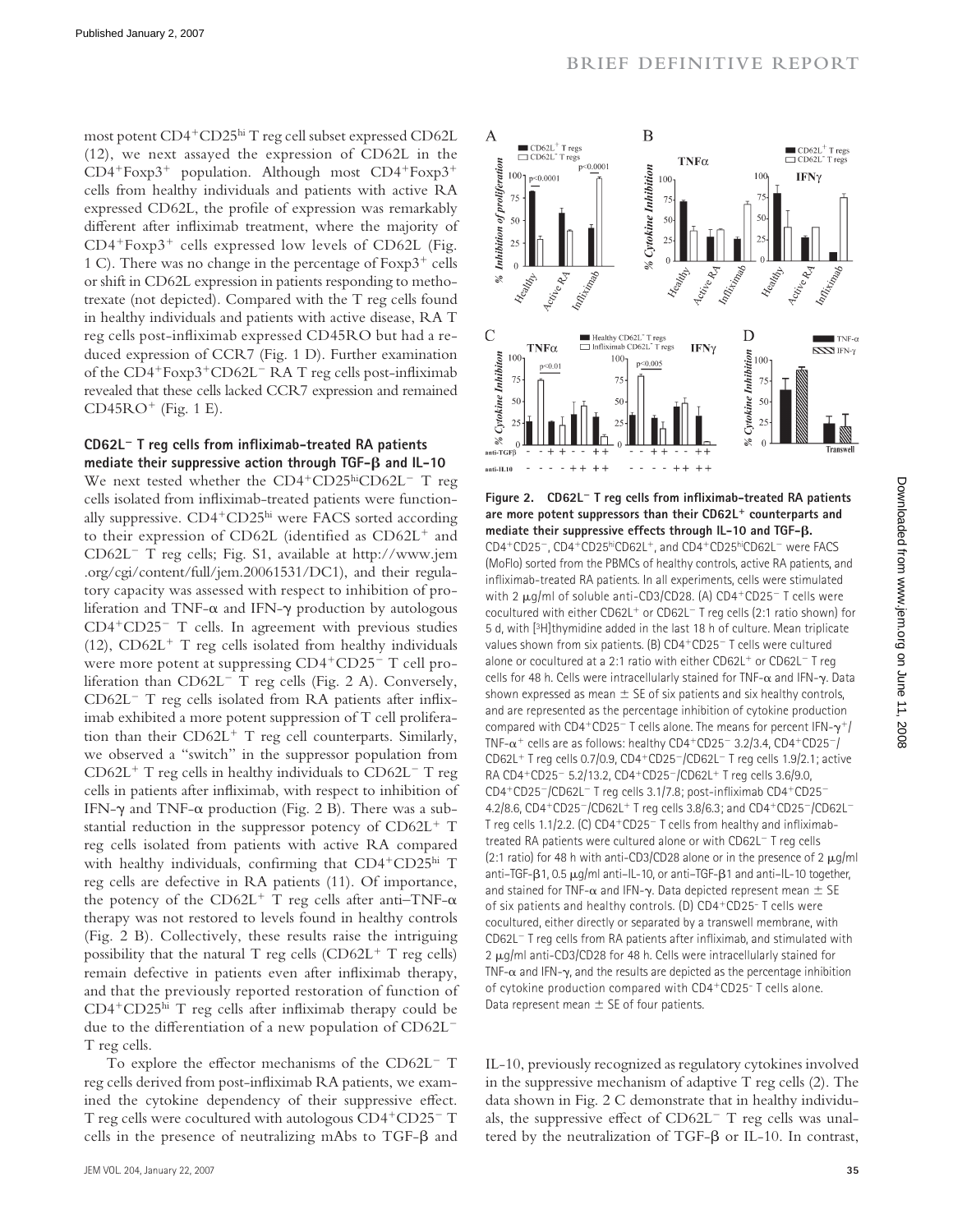most potent CD4$^+$CD25$^{hi}$ T reg cell subset expressed CD62L (12), we next assayed the expression of CD62L in the CD4$^+$Foxp3$^+$ population. Although most CD4$^+$Foxp3$^+$ cells from healthy individuals and patients with active RA expressed CD62L, the profile of expression was remarkably different after infliximab treatment, where the majority of CD4$^+$Foxp3$^+$ cells expressed low levels of CD62L (Fig. 1 C). There was no change in the percentage of Foxp3$^+$ cells or shift in CD62L expression in patients responding to methotrexate (not depicted). Compared with the T reg cells found in healthy individuals and patients with active disease, RA T reg cells post-infliximab expressed CD45RO but had a reduced expression of CCR7 (Fig. 1 D). Further examination of the CD4$^+$Foxp3$^+$CD62L$^-$ RA T reg cells post-infliximab revealed that these cells lacked CCR7 expression and remained CD45RO$^+$ (Fig. 1 E).

### CD62L$^-$ T reg cells from infliximab-treated RA patients mediate their suppressive action through TGF-β and IL-10

We next tested whether the CD4$^+$CD25$^{hi}$CD62L$^-$ T reg cells isolated from infliximab-treated patients were functionally suppressive. CD4$^+$CD25$^{hi}$ were FACS sorted according to their expression of CD62L (identified as CD62L$^+$ and CD62L$^-$ T reg cells; Fig. S1, available at http://www.jem.org/cgi/content/full/jem.20061531/DC1), and their regulatory capacity was assessed with respect to inhibition of proliferation and TNF-α and IFN-γ production by autologous CD4$^+$CD25$^-$ T cells. In agreement with previous studies (12), CD62L$^+$ T reg cells isolated from healthy individuals were more potent at suppressing CD4$^+$CD25$^-$ T cell proliferation than CD62L$^-$ T reg cells (Fig. 2 A). Conversely, CD62L$^-$ T reg cells isolated from RA patients after infliximab exhibited a more potent suppression of T cell proliferation than their CD62L$^+$ T reg cell counterparts. Similarly, we observed a "switch" in the suppressor population from CD62L$^+$ T reg cells in healthy individuals to CD62L$^-$ T reg cells in patients after infliximab, with respect to inhibition of IFN-γ and TNF-α production (Fig. 2 B). There was a substantial reduction in the suppressor potency of CD62L$^+$ T reg cells isolated from patients with active RA compared with healthy individuals, confirming that CD4$^+$CD25$^{hi}$ T reg cells are defective in RA patients (11). Of importance, the potency of the CD62L$^+$ T reg cells after anti–TNF-α therapy was not restored to levels found in healthy controls (Fig. 2 B). Collectively, these results raise the intriguing possibility that the natural T reg cells (CD62L$^+$ T reg cells) remain defective in patients even after infliximab therapy, and that the previously reported restoration of function of CD4$^+$CD25$^{hi}$ T reg cells after infliximab therapy could be due to the differentiation of a new population of CD62L$^-$ T reg cells.

To explore the effector mechanisms of the CD62L$^-$ T reg cells derived from post-infliximab RA patients, we examined the cytokine dependency of their suppressive effect. T reg cells were cocultured with autologous CD4$^+$CD25$^-$ T cells in the presence of neutralizing mAbs to TGF-β and IL-10, previously recognized as regulatory cytokines involved in the suppressive mechanism of adaptive T reg cells (2). The data shown in Fig. 2 C demonstrate that in healthy individuals, the suppressive effect of CD62L$^-$ T reg cells was unaltered by the neutralization of TGF-β or IL-10. In contrast,

**Figure 2. CD62L$^-$ T reg cells from infliximab-treated RA patients are more potent suppressors than their CD62L$^+$ counterparts and mediate their suppressive effects through IL-10 and TGF-β.** CD4$^+$CD25$^-$, CD4$^+$CD25$^{hi}$CD62L$^+$, and CD4$^+$CD25$^{hi}$CD62L$^-$ were FACS (MoFlo) sorted from the PBMCs of healthy controls, active RA patients, and infliximab-treated RA patients. In all experiments, cells were stimulated with 2 μg/ml of soluble anti-CD3/CD28. (A) CD4$^+$CD25$^-$ T cells were cocultured with either CD62L$^+$ or CD62L$^-$ T reg cells (2:1 ratio shown) for 5 d, with [$^3$H]thymidine added in the last 18 h of culture. Mean triplicate values shown from six patients. (B) CD4$^+$CD25$^-$ T cells were cultured alone or cocultured at a 2:1 ratio with either CD62L$^+$ or CD62L$^-$ T reg cells for 48 h. Cells were intracellularly stained for TNF-α and IFN-γ. Data shown expressed as mean ± SE of six patients and six healthy controls, and are represented as the percentage inhibition of cytokine production compared with CD4$^+$CD25$^-$ T cells alone. The means for percent IFN-γ$^+$/TNF-α$^+$ cells are as follows: healthy CD4$^+$CD25$^-$ 3.2/3.4, CD4$^+$CD25$^-$/CD62L$^+$ T reg cells 0.7/0.9, CD4$^+$CD25$^-$/CD62L$^-$ T reg cells 1.9/2.1; active RA CD4$^+$CD25$^-$ 5.2/13.2, CD4$^+$CD25$^-$/CD62L$^+$ T reg cells 3.6/9.0, CD4$^+$CD25$^-$/CD62L$^-$ T reg cells 3.1/7.8; post-infliximab CD4$^+$CD25$^-$ 4.2/8.6, CD4$^+$CD25$^-$/CD62L$^+$ T reg cells 3.8/6.3; and CD4$^+$CD25$^-$/CD62L$^-$ T reg cells 1.1/2.2. (C) CD4$^+$CD25$^-$ T cells from healthy and infliximab-treated RA patients were cultured alone or with CD62L$^-$ T reg cells (2:1 ratio) for 48 h with anti-CD3/CD28 alone or in the presence of 2 μg/ml anti–TGF-β1, 0.5 μg/ml anti–IL-10, or anti–TGF-β1 and anti–IL-10 together, and stained for TNF-α and IFN-γ. Data depicted represent mean ± SE of six patients and healthy controls. (D) CD4$^+$CD25$^-$ T cells were cocultured, either directly or separated by a transwell membrane, with CD62L$^-$ T reg cells from RA patients after infliximab, and stimulated with 2 μg/ml anti-CD3/CD28 for 48 h. Cells were intracellularly stained for TNF-α and IFN-γ, and the results are depicted as the percentage inhibition of cytokine production compared with CD4$^+$CD25$^-$ T cells alone. Data represent mean ± SE of four patients.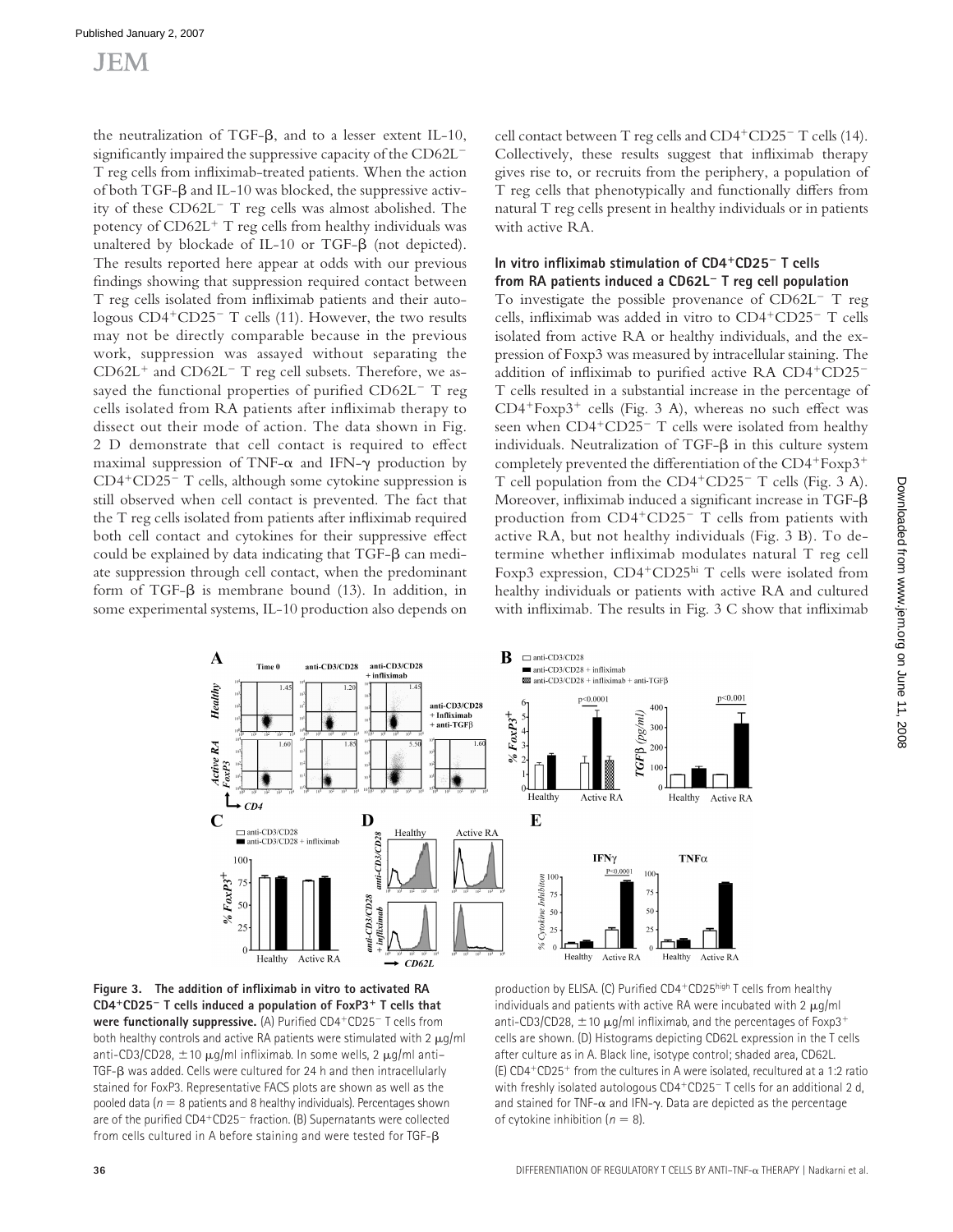the neutralization of TGF-β, and to a lesser extent IL-10, significantly impaired the suppressive capacity of the CD62L$^-$ T reg cells from infliximab-treated patients. When the action of both TGF-β and IL-10 was blocked, the suppressive activity of these CD62L$^-$ T reg cells was almost abolished. The potency of CD62L$^+$ T reg cells from healthy individuals was unaltered by blockade of IL-10 or TGF-β (not depicted). The results reported here appear at odds with our previous findings showing that suppression required contact between T reg cells isolated from infliximab patients and their autologous CD4$^+$CD25$^-$ T cells (11). However, the two results may not be directly comparable because in the previous work, suppression was assayed without separating the CD62L$^+$ and CD62L$^-$ T reg cell subsets. Therefore, we assayed the functional properties of purified CD62L$^-$ T reg cells isolated from RA patients after infliximab therapy to dissect out their mode of action. The data shown in Fig. 2 D demonstrate that cell contact is required to effect maximal suppression of TNF-α and IFN-γ production by CD4$^+$CD25$^-$ T cells, although some cytokine suppression is still observed when cell contact is prevented. The fact that the T reg cells isolated from patients after infliximab required both cell contact and cytokines for their suppressive effect could be explained by data indicating that TGF-β can mediate suppression through cell contact, when the predominant form of TGF-β is membrane bound (13). In addition, in some experimental systems, IL-10 production also depends on cell contact between T reg cells and CD4$^+$CD25$^-$ T cells (14). Collectively, these results suggest that infliximab therapy gives rise to, or recruits from the periphery, a population of T reg cells that phenotypically and functionally differs from natural T reg cells present in healthy individuals or in patients with active RA.

### In vitro infliximab stimulation of CD4$^+$CD25$^-$ T cells from RA patients induced a CD62L$^-$ T reg cell population

To investigate the possible provenance of CD62L$^-$ T reg cells, infliximab was added in vitro to CD4$^+$CD25$^-$ T cells isolated from active RA or healthy individuals, and the expression of Foxp3 was measured by intracellular staining. The addition of infliximab to purified active RA CD4$^+$CD25$^-$ T cells resulted in a substantial increase in the percentage of CD4$^+$Foxp3$^+$ cells (Fig. 3 A), whereas no such effect was seen when CD4$^+$CD25$^-$ T cells were isolated from healthy individuals. Neutralization of TGF-β in this culture system completely prevented the differentiation of the CD4$^+$Foxp3$^+$ T cell population from the CD4$^+$CD25$^-$ T cells (Fig. 3 A). Moreover, infliximab induced a significant increase in TGF-β production from CD4$^+$CD25$^-$ T cells from patients with active RA, but not healthy individuals (Fig. 3 B). To determine whether infliximab modulates natural T reg cell Foxp3 expression, CD4$^+$CD25$^{hi}$ T cells were isolated from healthy individuals or patients with active RA and cultured with infliximab. The results in Fig. 3 C show that infliximab

**Figure 3. The addition of infliximab in vitro to activated RA CD4$^+$CD25$^-$ T cells induced a population of FoxP3$^+$ T cells that were functionally suppressive.** (A) Purified CD4$^+$CD25$^-$ T cells from both healthy controls and active RA patients were stimulated with 2 μg/ml anti-CD3/CD28, ± 10 μg/ml infliximab. In some wells, 2 μg/ml anti–TGF-β was added. Cells were cultured for 24 h and then intracellularly stained for FoxP3. Representative FACS plots are shown as well as the pooled data ($n = 8$ patients and 8 healthy individuals). Percentages shown are of the purified CD4$^+$CD25$^-$ fraction. (B) Supernatants were collected from cells cultured in A before staining and were tested for TGF-β production by ELISA. (C) Purified CD4$^+$CD25$^{high}$ T cells from healthy individuals and patients with active RA were incubated with 2 μg/ml anti-CD3/CD28, ± 10 μg/ml infliximab, and the percentages of Foxp3$^+$ cells are shown. (D) Histograms depicting CD62L expression in the T cells after culture as in A. Black line, isotype control; shaded area, CD62L. (E) CD4$^+$CD25$^+$ from the cultures in A were isolated, recultured at a 1:2 ratio with freshly isolated autologous CD4$^+$CD25$^-$ T cells for an additional 2 d, and stained for TNF-α and IFN-γ. Data are depicted as the percentage of cytokine inhibition ($n = 8$).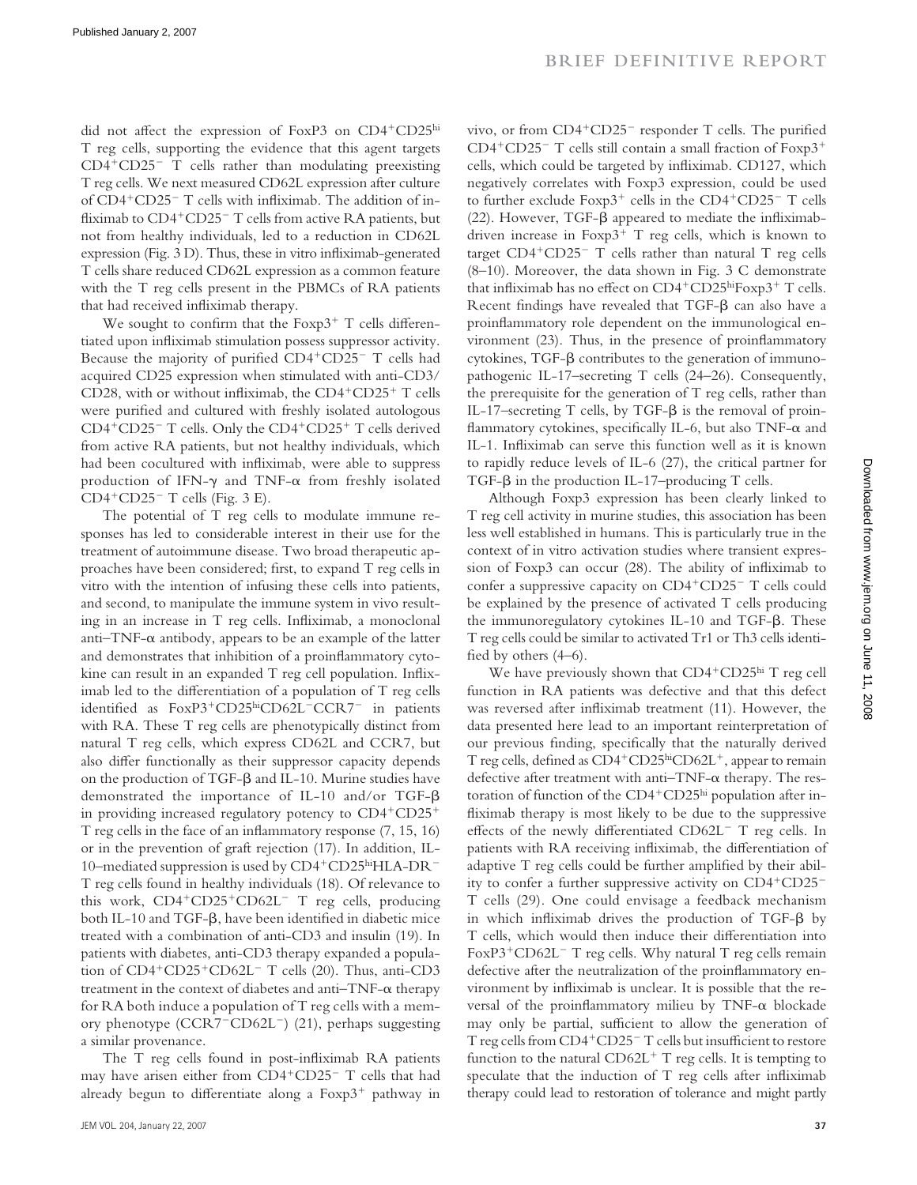did not affect the expression of FoxP3 on $CD4^+CD25^{hi}$ T reg cells, supporting the evidence that this agent targets $CD4^+CD25^-$ T cells rather than modulating preexisting T reg cells. We next measured CD62L expression after culture of $CD4^+CD25^-$ T cells with infliximab. The addition of infliximab to $CD4^+CD25^-$ T cells from active RA patients, but not from healthy individuals, led to a reduction in CD62L expression (Fig. 3 D). Thus, these in vitro infliximab-generated T cells share reduced CD62L expression as a common feature with the T reg cells present in the PBMCs of RA patients that had received infliximab therapy.

We sought to confirm that the $Foxp3^+$ T cells differentiated upon infliximab stimulation possess suppressor activity. Because the majority of purified $CD4^+CD25^-$ T cells had acquired CD25 expression when stimulated with anti-CD3/CD28, with or without infliximab, the $CD4^+CD25^+$ T cells were purified and cultured with freshly isolated autologous $CD4^+CD25^-$ T cells. Only the $CD4^+CD25^+$ T cells derived from active RA patients, but not healthy individuals, which had been cocultured with infliximab, were able to suppress production of IFN-γ and TNF-α from freshly isolated $CD4^+CD25^-$ T cells (Fig. 3 E).

The potential of T reg cells to modulate immune responses has led to considerable interest in their use for the treatment of autoimmune disease. Two broad therapeutic approaches have been considered; first, to expand T reg cells in vitro with the intention of infusing these cells into patients, and second, to manipulate the immune system in vivo resulting in an increase in T reg cells. Infliximab, a monoclonal anti–TNF-α antibody, appears to be an example of the latter and demonstrates that inhibition of a proinflammatory cytokine can result in an expanded T reg cell population. Infliximab led to the differentiation of a population of T reg cells identified as $FoxP3^+CD25^{hi}CD62L^-CCR7^-$ in patients with RA. These T reg cells are phenotypically distinct from natural T reg cells, which express CD62L and CCR7, but also differ functionally as their suppressor capacity depends on the production of TGF-β and IL-10. Murine studies have demonstrated the importance of IL-10 and/or TGF-β in providing increased regulatory potency to $CD4^+CD25^+$ T reg cells in the face of an inflammatory response (7, 15, 16) or in the prevention of graft rejection (17). In addition, IL-10–mediated suppression is used by $CD4^+CD25^{hi}HLA\text{-}DR^-$ T reg cells found in healthy individuals (18). Of relevance to this work, $CD4^+CD25^+CD62L^-$ T reg cells, producing both IL-10 and TGF-β, have been identified in diabetic mice treated with a combination of anti-CD3 and insulin (19). In patients with diabetes, anti-CD3 therapy expanded a population of $CD4^+CD25^+CD62L^-$ T cells (20). Thus, anti-CD3 treatment in the context of diabetes and anti–TNF-α therapy for RA both induce a population of T reg cells with a memory phenotype ($CCR7^-CD62L^-$) (21), perhaps suggesting a similar provenance.

The T reg cells found in post-infliximab RA patients may have arisen either from $CD4^+CD25^-$ T cells that had already begun to differentiate along a $Foxp3^+$ pathway in vivo, or from $CD4^+CD25^-$ responder T cells. The purified $CD4^+CD25^-$ T cells still contain a small fraction of $Foxp3^+$ cells, which could be targeted by infliximab. CD127, which negatively correlates with Foxp3 expression, could be used to further exclude $Foxp3^+$ cells in the $CD4^+CD25^-$ T cells (22). However, TGF-β appeared to mediate the infliximab-driven increase in $Foxp3^+$ T reg cells, which is known to target $CD4^+CD25^-$ T cells rather than natural T reg cells (8–10). Moreover, the data shown in Fig. 3 C demonstrate that infliximab has no effect on $CD4^+CD25^{hi}Foxp3^+$ T cells. Recent findings have revealed that TGF-β can also have a proinflammatory role dependent on the immunological environment (23). Thus, in the presence of proinflammatory cytokines, TGF-β contributes to the generation of immunopathogenic IL-17–secreting T cells (24–26). Consequently, the prerequisite for the generation of T reg cells, rather than IL-17–secreting T cells, by TGF-β is the removal of proinflammatory cytokines, specifically IL-6, but also TNF-α and IL-1. Infliximab can serve this function well as it is known to rapidly reduce levels of IL-6 (27), the critical partner for TGF-β in the production IL-17–producing T cells.

Although Foxp3 expression has been clearly linked to T reg cell activity in murine studies, this association has been less well established in humans. This is particularly true in the context of in vitro activation studies where transient expression of Foxp3 can occur (28). The ability of infliximab to confer a suppressive capacity on $CD4^+CD25^-$ T cells could be explained by the presence of activated T cells producing the immunoregulatory cytokines IL-10 and TGF-β. These T reg cells could be similar to activated Tr1 or Th3 cells identified by others (4–6).

We have previously shown that $CD4^+CD25^{hi}$ T reg cell function in RA patients was defective and that this defect was reversed after infliximab treatment (11). However, the data presented here lead to an important reinterpretation of our previous finding, specifically that the naturally derived T reg cells, defined as $CD4^+CD25^{hi}CD62L^+$, appear to remain defective after treatment with anti–TNF-α therapy. The restoration of function of the $CD4^+CD25^{hi}$ population after infliximab therapy is most likely to be due to the suppressive effects of the newly differentiated $CD62L^-$ T reg cells. In patients with RA receiving infliximab, the differentiation of adaptive T reg cells could be further amplified by their ability to confer a further suppressive activity on $CD4^+CD25^-$ T cells (29). One could envisage a feedback mechanism in which infliximab drives the production of TGF-β by T cells, which would then induce their differentiation into $FoxP3^+CD62L^-$ T reg cells. Why natural T reg cells remain defective after the neutralization of the proinflammatory environment by infliximab is unclear. It is possible that the reversal of the proinflammatory milieu by TNF-α blockade may only be partial, sufficient to allow the generation of T reg cells from $CD4^+CD25^-$ T cells but insufficient to restore function to the natural $CD62L^+$ T reg cells. It is tempting to speculate that the induction of T reg cells after infliximab therapy could lead to restoration of tolerance and might partly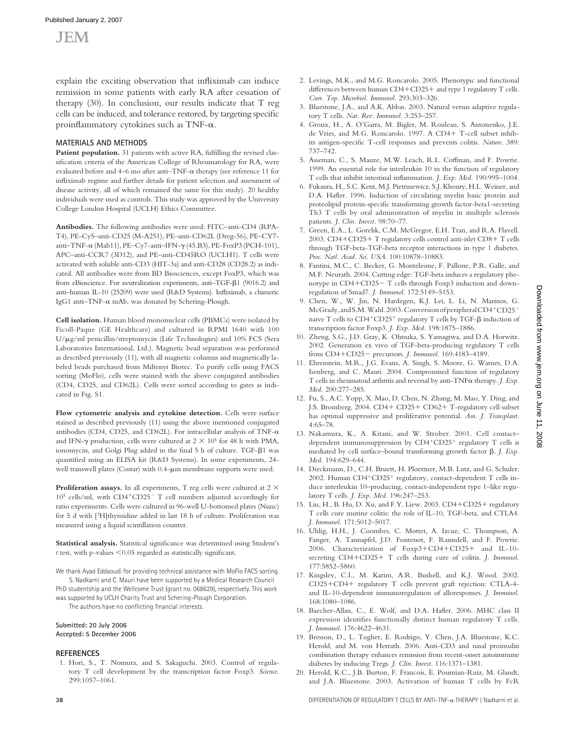explain the exciting observation that infliximab can induce remission in some patients with early RA after cessation of therapy (30). In conclusion, our results indicate that T reg cells can be induced, and tolerance restored, by targeting specific proinflammatory cytokines such as TNF-α.

## MATERIALS AND METHODS

**Patient population.** 31 patients with active RA, fulfilling the revised classification criteria of the American College of Rheumatology for RA, were evaluated before and 4–6 mo after anti–TNF-α therapy (see reference 11 for infliximab regime and further details for patient selection and assessment of disease activity, all of which remained the same for this study). 20 healthy individuals were used as controls. This study was approved by the University College London Hospital (UCLH) Ethics Committee.

**Antibodies.** The following antibodies were used: FITC–anti-CD4 (RPA-T4), PE-Cy5–anti-CD25 (M-A251), PE–anti-CD62L (Dreg-56), PE–CY7-anti–TNF-α (Mab11), PE–Cy7-anti–IFN-γ (45.B3), PE-FoxP3 (PCH-101), APC–anti-CCR7 (3D12), and PE–anti-CD45RO (UCLH1). T cells were activated with soluble anti-CD3 (HIT-3a) and anti-CD28 (CD28.2) as indicated. All antibodies were from BD Biosciences, except FoxP3, which was from eBioscience. For neutralization experiments, anti–TGF-β1 (9016.2) and anti–human IL-10 (25209) were used (R&D Systems). Infliximab, a chimeric IgG1 anti–TNF-α mAb, was donated by Schering-Plough.

**Cell isolation.** Human blood mononuclear cells (PBMCs) were isolated by Ficoll-Paque (GE Healthcare) and cultured in RPMI 1640 with 100 U/μg/ml penicillin/streptomycin (Life Technologies) and 10% FCS (Sera Laboratories International, Ltd.). Magnetic bead separation was performed as described previously (11), with all magnetic columns and magnetically labeled beads purchased from Miltenyi Biotec. To purify cells using FACS sorting (MoFlo), cells were stained with the above conjugated antibodies (CD4, CD25, and CD62L). Cells were sorted according to gates as indicated in Fig. S1.

**Flow cytometric analysis and cytokine detection.** Cells were surface stained as described previously (11) using the above mentioned conjugated antibodies (CD4, CD25, and CD62L). For intracellular analysis of TNF-α and IFN-γ production, cells were cultured at $2 \times 10^5$ for 48 h with PMA, ionomycin, and Golgi Plug added in the final 5 h of culture. TGF-β1 was quantified using an ELISA kit (R&D Systems). In some experiments, 24-well transwell plates (Costar) with 0.4-μm membrane supports were used.

**Proliferation assays.** In all experiments, T reg cells were cultured at $2 \times 10^5$ cells/ml, with $CD4^+CD25^-$ T cell numbers adjusted accordingly for ratio experiments. Cells were cultured in 96-well U-bottomed plates (Nunc) for 5 d with [$^3$H]thymidine added in last 18 h of culture. Proliferation was measured using a liquid scintillation counter.

**Statistical analysis.** Statistical significance was determined using Student's *t* test, with p-values $<0.05$ regarded as statistically significant.

We thank Ayad Eddaoudi for providing technical assistance with MoFlo FACS sorting.

S. Nadkarni and C. Mauri have been supported by a Medical Research Council PhD studentship and the Wellcome Trust (grant no. 068629), respectively. This work was supported by UCLH Charity Trust and Schering-Plough Corporation.

The authors have no conflicting financial interests.

**Submitted: 20 July 2006**
**Accepted: 5 December 2006**

## REFERENCES

1. Hori, S., T. Nomura, and S. Sakaguchi. 2003. Control of regulatory T cell development by the transcription factor Foxp3. *Science.* 299:1057–1061.
2. Levings, M.K., and M.G. Roncarolo. 2005. Phenotypic and functional differences between human CD4+CD25+ and type 1 regulatory T cells. *Curr. Top. Microbiol. Immunol.* 293:303–326.
3. Bluestone, J.A., and A.K. Abbas. 2003. Natural versus adaptive regulatory T cells. *Nat. Rev. Immunol.* 3:253–257.
4. Groux, H., A. O'Garra, M. Bigler, M. Rouleau, S. Antonenko, J.E. de Vries, and M.G. Roncarolo. 1997. A CD4+ T-cell subset inhibits antigen-specific T-cell responses and prevents colitis. *Nature.* 389: 737–742.
5. Asseman, C., S. Mauze, M.W. Leach, R.L. Coffman, and F. Powrie. 1999. An essential role for interleukin 10 in the function of regulatory T cells that inhibit intestinal inflammation. *J. Exp. Med.* 190:995–1004.
6. Fukaura, H., S.C. Kent, M.J. Pietrusewicz, S.J. Khoury, H.L. Weiner, and D.A. Hafler. 1996. Induction of circulating myelin basic protein and proteolipid protein-specific transforming growth factor-beta1-secreting Th3 T cells by oral administration of myelin in multiple sclerosis patients. *J. Clin. Invest.* 98:70–77.
7. Green, E.A., L. Gorelik, C.M. McGregor, E.H. Tran, and R.A. Flavell. 2003. CD4+CD25+ T regulatory cells control anti-islet CD8+ T cells through TGF-beta-TGF-beta receptor interactions in type 1 diabetes. *Proc. Natl. Acad. Sci. USA.* 100:10878–10883.
8. Fantini, M.C., C. Becker, G. Monteleone, F. Pallone, P.R. Galle, and M.F. Neurath. 2004. Cutting edge: TGF-beta induces a regulatory phenotype in CD4+CD25− T cells through Foxp3 induction and down-regulation of Smad7. *J. Immunol.* 172:5149–5153.
9. Chen, W., W. Jin, N. Hardegen, K.J. Lei, L. Li, N. Marinos, G. McGrady, and S.M. Wahl. 2003. Conversion of peripheral $CD4^+CD25^-$ naive T cells to $CD4^+CD25^+$ regulatory T cells by TGF-β induction of transcription factor Foxp3. *J. Exp. Med.* 198:1875–1886.
10. Zheng, S.G., J.D. Gray, K. Ohtsuka, S. Yamagiwa, and D.A. Horwitz. 2002. Generation ex vivo of TGF-beta-producing regulatory T cells from CD4+CD25− precursors. *J. Immunol.* 169:4183–4189.
11. Ehrenstein, M.R., J.G. Evans, A. Singh, S. Moore, G. Warnes, D.A. Isenberg, and C. Mauri. 2004. Compromised function of regulatory T cells in rheumatoid arthritis and reversal by anti-TNFα therapy. *J. Exp. Med.* 200:277–285.
12. Fu, S., A.C. Yopp, X. Mao, D. Chen, N. Zhang, M. Mao, Y. Ding, and J.S. Bromberg. 2004. CD4+ CD25+ CD62+ T-regulatory cell subset has optimal suppressive and proliferative potential. *Am. J. Transplant.* 4:65–78.
13. Nakamura, K., A. Kitani, and W. Strober. 2001. Cell contact–dependent immunosuppression by $CD4^+CD25^+$ regulatory T cells is mediated by cell surface–bound transforming growth factor β. *J. Exp. Med.* 194:629–644.
14. Dieckmann, D., C.H. Bruett, H. Ploettner, M.B. Lutz, and G. Schuler. 2002. Human $CD4^+CD25^+$ regulatory, contact-dependent T cells induce interleukin 10–producing, contact-independent type 1–like regulatory T cells. *J. Exp. Med.* 196:247–253.
15. Liu, H., B. Hu, D. Xu, and F.Y. Liew. 2003. CD4+CD25+ regulatory T cells cure murine colitis: the role of IL-10, TGF-beta, and CTLA4. *J. Immunol.* 171:5012–5017.
16. Uhlig, H.H., J. Coombes, C. Mottet, A. Izcue, C. Thompson, A. Fanger, A. Tannapfel, J.D. Fontenot, F. Ramsdell, and F. Powrie. 2006. Characterization of Foxp3+CD4+CD25+ and IL-10-secreting CD4+CD25+ T cells during cure of colitis. *J. Immunol.* 177:5852–5860.
17. Kingsley, C.I., M. Karim, A.R. Bushell, and K.J. Wood. 2002. CD25+CD4+ regulatory T cells prevent graft rejection: CTLA-4- and IL-10-dependent immunoregulation of alloresponses. *J. Immunol.* 168:1080–1086.
18. Baecher-Allan, C., E. Wolf, and D.A. Hafler. 2006. MHC class II expression identifies functionally distinct human regulatory T cells. *J. Immunol.* 176:4622–4631.
19. Bresson, D., L. Togher, E. Rodrigo, Y. Chen, J.A. Bluestone, K.C. Herold, and M. von Herrath. 2006. Anti-CD3 and nasal proinsulin combination therapy enhances remission from recent-onset autoimmune diabetes by inducing Tregs. *J. Clin. Invest.* 116:1371–1381.
20. Herold, K.C., J.B. Burton, F. Francois, E. Poumian-Ruiz, M. Glandt, and J.A. Bluestone. 2003. Activation of human T cells by FcR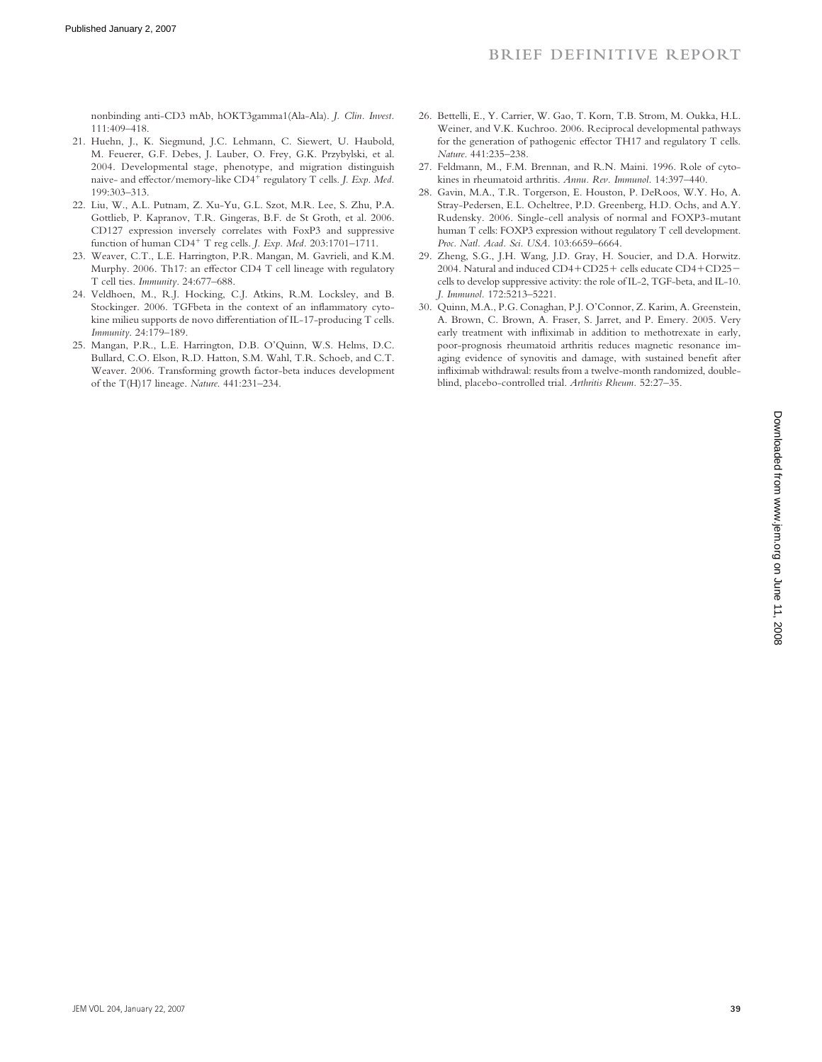nonbinding anti-CD3 mAb, hOKT3gamma1(Ala-Ala). *J. Clin. Invest.* 111:409–418.

21. Huehn, J., K. Siegmund, J.C. Lehmann, C. Siewert, U. Haubold, M. Feuerer, G.F. Debes, J. Lauber, O. Frey, G.K. Przybylski, et al. 2004. Developmental stage, phenotype, and migration distinguish naive- and effector/memory-like $CD4^+$ regulatory T cells. *J. Exp. Med.* 199:303–313.
22. Liu, W., A.L. Putnam, Z. Xu-Yu, G.L. Szot, M.R. Lee, S. Zhu, P.A. Gottlieb, P. Kapranov, T.R. Gingeras, B.F. de St Groth, et al. 2006. CD127 expression inversely correlates with FoxP3 and suppressive function of human $CD4^+$ T reg cells. *J. Exp. Med.* 203:1701–1711.
23. Weaver, C.T., L.E. Harrington, P.R. Mangan, M. Gavrieli, and K.M. Murphy. 2006. Th17: an effector CD4 T cell lineage with regulatory T cell ties. *Immunity.* 24:677–688.
24. Veldhoen, M., R.J. Hocking, C.J. Atkins, R.M. Locksley, and B. Stockinger. 2006. TGFbeta in the context of an inflammatory cytokine milieu supports de novo differentiation of IL-17-producing T cells. *Immunity.* 24:179–189.
25. Mangan, P.R., L.E. Harrington, D.B. O'Quinn, W.S. Helms, D.C. Bullard, C.O. Elson, R.D. Hatton, S.M. Wahl, T.R. Schoeb, and C.T. Weaver. 2006. Transforming growth factor-beta induces development of the T(H)17 lineage. *Nature.* 441:231–234.
26. Bettelli, E., Y. Carrier, W. Gao, T. Korn, T.B. Strom, M. Oukka, H.L. Weiner, and V.K. Kuchroo. 2006. Reciprocal developmental pathways for the generation of pathogenic effector TH17 and regulatory T cells. *Nature.* 441:235–238.
27. Feldmann, M., F.M. Brennan, and R.N. Maini. 1996. Role of cytokines in rheumatoid arthritis. *Annu. Rev. Immunol.* 14:397–440.
28. Gavin, M.A., T.R. Torgerson, E. Houston, P. DeRoos, W.Y. Ho, A. Stray-Pedersen, E.L. Ocheltree, P.D. Greenberg, H.D. Ochs, and A.Y. Rudensky. 2006. Single-cell analysis of normal and FOXP3-mutant human T cells: FOXP3 expression without regulatory T cell development. *Proc. Natl. Acad. Sci. USA.* 103:6659–6664.
29. Zheng, S.G., J.H. Wang, J.D. Gray, H. Soucier, and D.A. Horwitz. 2004. Natural and induced $CD4^+CD25^+$ cells educate $CD4^+CD25^-$ cells to develop suppressive activity: the role of IL-2, TGF-beta, and IL-10. *J. Immunol.* 172:5213–5221.
30. Quinn, M.A., P.G. Conaghan, P.J. O'Connor, Z. Karim, A. Greenstein, A. Brown, C. Brown, A. Fraser, S. Jarret, and P. Emery. 2005. Very early treatment with infliximab in addition to methotrexate in early, poor-prognosis rheumatoid arthritis reduces magnetic resonance imaging evidence of synovitis and damage, with sustained benefit after infliximab withdrawal: results from a twelve-month randomized, double-blind, placebo-controlled trial. *Arthritis Rheum.* 52:27–35.